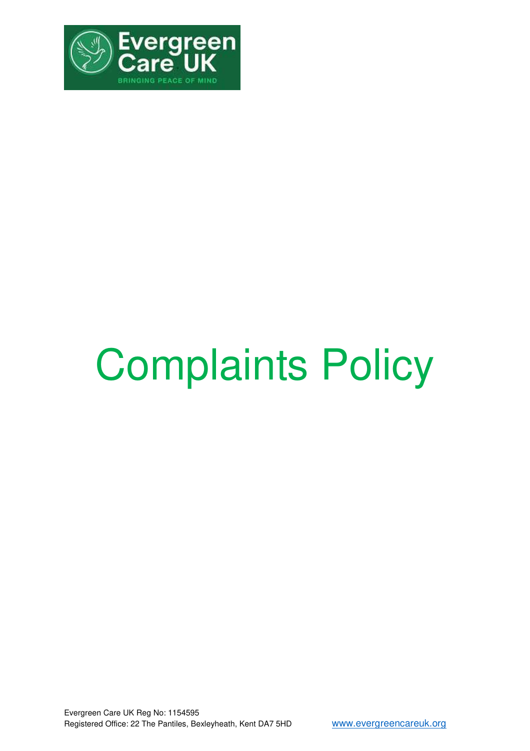# Complaints Policy

Evergreen Care UK Reg No: 1154595
Registered Office: 22 The Pantiles, Bexleyheath, Kent DA7 5HD www.evergreencareuk.org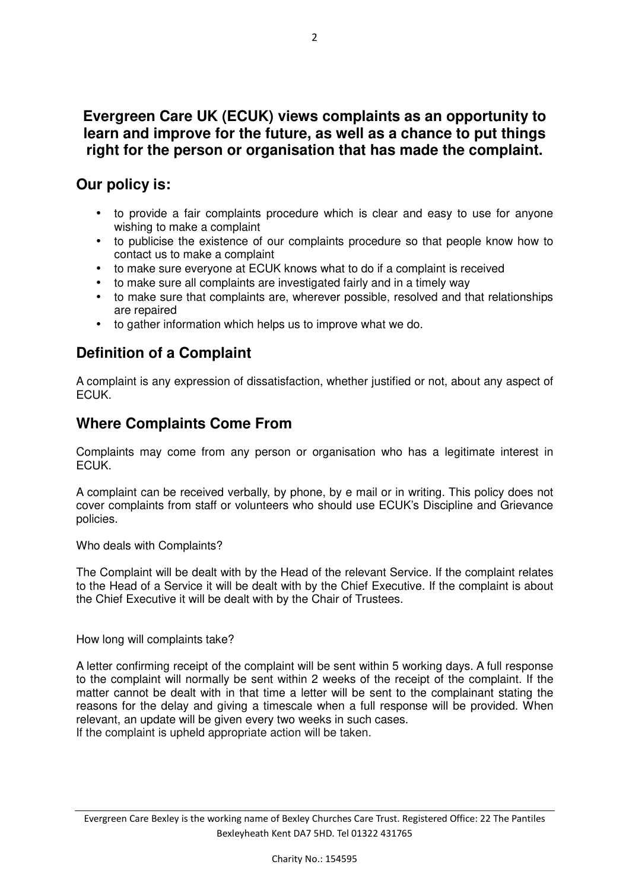**Evergreen Care UK (ECUK) views complaints as an opportunity to learn and improve for the future, as well as a chance to put things right for the person or organisation that has made the complaint.**

## Our policy is:

- to provide a fair complaints procedure which is clear and easy to use for anyone wishing to make a complaint
- to publicise the existence of our complaints procedure so that people know how to contact us to make a complaint
- to make sure everyone at ECUK knows what to do if a complaint is received
- to make sure all complaints are investigated fairly and in a timely way
- to make sure that complaints are, wherever possible, resolved and that relationships are repaired
- to gather information which helps us to improve what we do.

## Definition of a Complaint

A complaint is any expression of dissatisfaction, whether justified or not, about any aspect of ECUK.

## Where Complaints Come From

Complaints may come from any person or organisation who has a legitimate interest in ECUK.

A complaint can be received verbally, by phone, by e mail or in writing. This policy does not cover complaints from staff or volunteers who should use ECUK's Discipline and Grievance policies.

Who deals with Complaints?

The Complaint will be dealt with by the Head of the relevant Service. If the complaint relates to the Head of a Service it will be dealt with by the Chief Executive. If the complaint is about the Chief Executive it will be dealt with by the Chair of Trustees.

How long will complaints take?

A letter confirming receipt of the complaint will be sent within 5 working days. A full response to the complaint will normally be sent within 2 weeks of the receipt of the complaint. If the matter cannot be dealt with in that time a letter will be sent to the complainant stating the reasons for the delay and giving a timescale when a full response will be provided. When relevant, an update will be given every two weeks in such cases.
If the complaint is upheld appropriate action will be taken.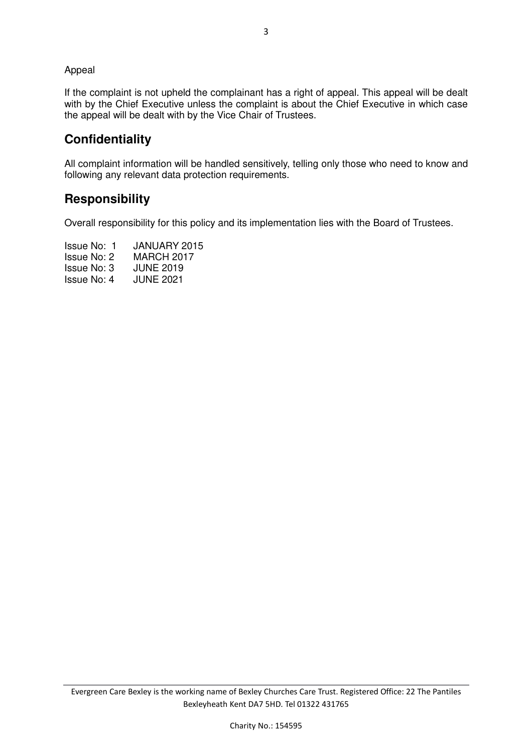Appeal

If the complaint is not upheld the complainant has a right of appeal. This appeal will be dealt with by the Chief Executive unless the complaint is about the Chief Executive in which case the appeal will be dealt with by the Vice Chair of Trustees.

## Confidentiality

All complaint information will be handled sensitively, telling only those who need to know and following any relevant data protection requirements.

## Responsibility

Overall responsibility for this policy and its implementation lies with the Board of Trustees.

Issue No: 1 JANUARY 2015
Issue No: 2 MARCH 2017
Issue No: 3 JUNE 2019
Issue No: 4 JUNE 2021

Evergreen Care Bexley is the working name of Bexley Churches Care Trust. Registered Office: 22 The Pantiles Bexleyheath Kent DA7 5HD. Tel 01322 431765

Charity No.: 154595